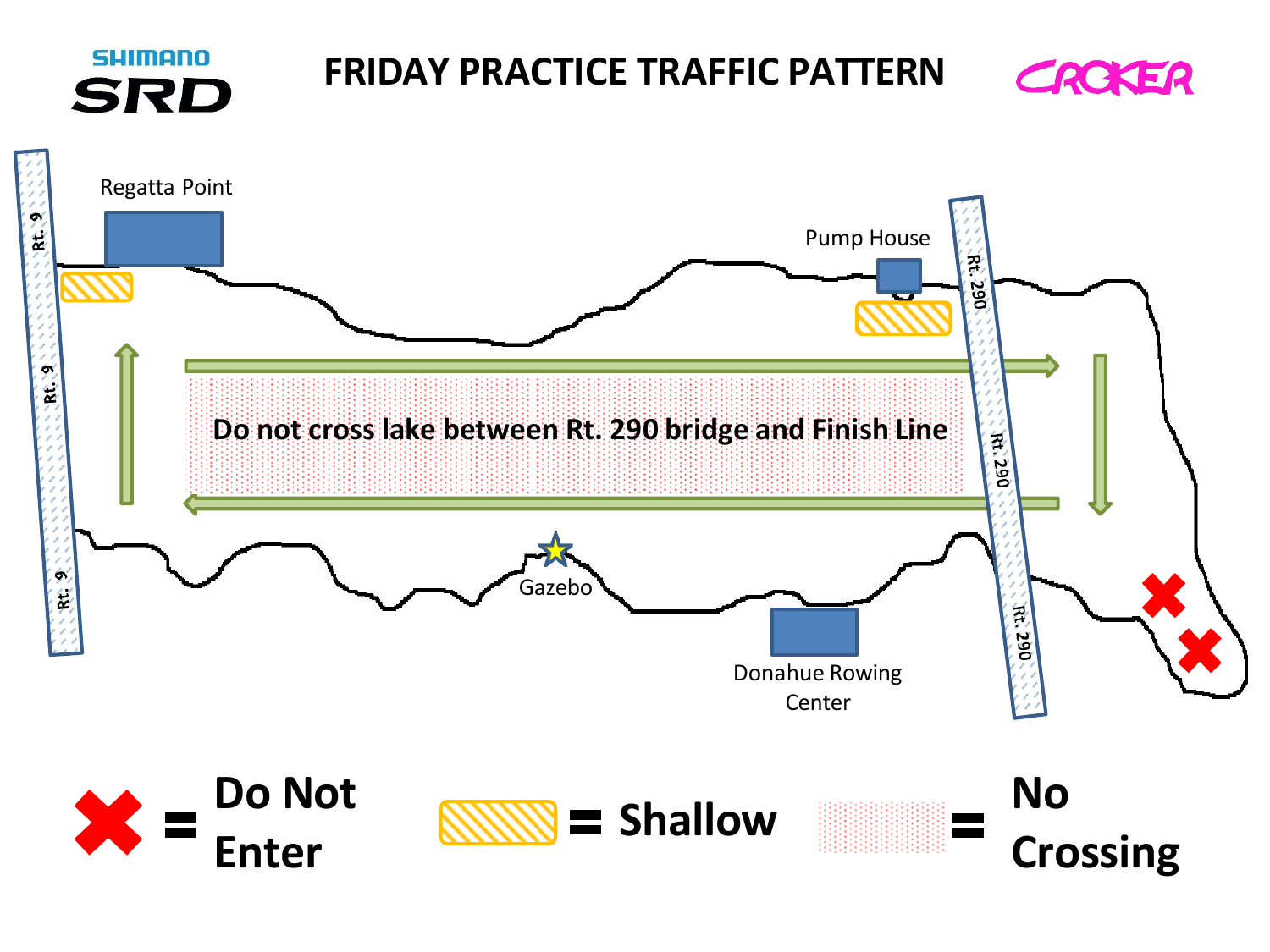SHIMANO SRD

# FRIDAY PRACTICE TRAFFIC PATTERN

CROKER

Regatta Point

Pump House

Rt. 9

Rt. 290

Do not cross lake between Rt. 290 bridge and Finish Line

Gazebo

Donahue Rowing Center

= Do Not Enter

= Shallow

= No Crossing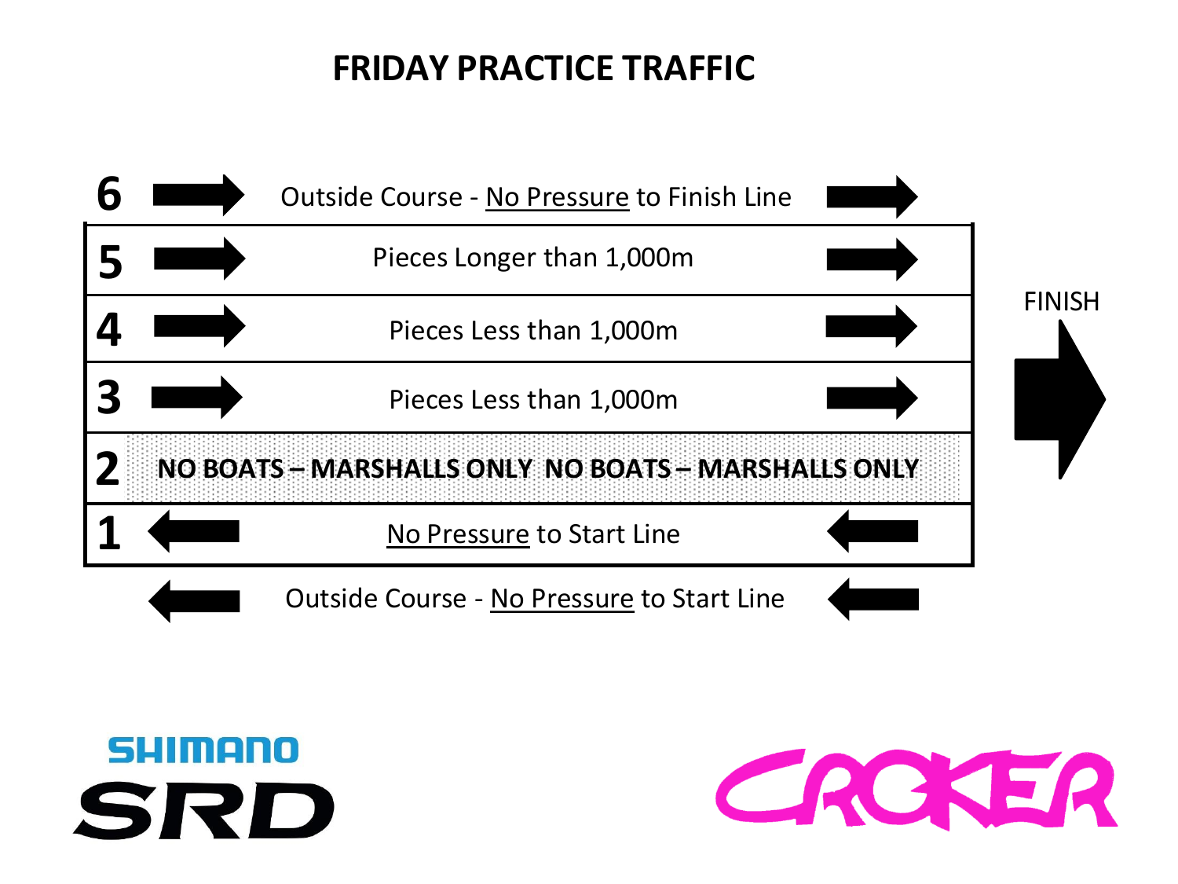# FRIDAY PRACTICE TRAFFIC

| Lane | Direction | Use | Direction |
| --- | --- | --- | --- |
| 6 | → | Outside Course - No Pressure to Finish Line | → |
| 5 | → | Pieces Longer than 1,000m | → |
| 4 | → | Pieces Less than 1,000m | → |
| 3 | → | Pieces Less than 1,000m | → |
| 2 | | **NO BOATS – MARSHALLS ONLY NO BOATS – MARSHALLS ONLY** | |
| 1 | ← | No Pressure to Start Line | ← |
| | ← | Outside Course - No Pressure to Start Line | ← |

FINISH →

SHIMANO SRD

CROKER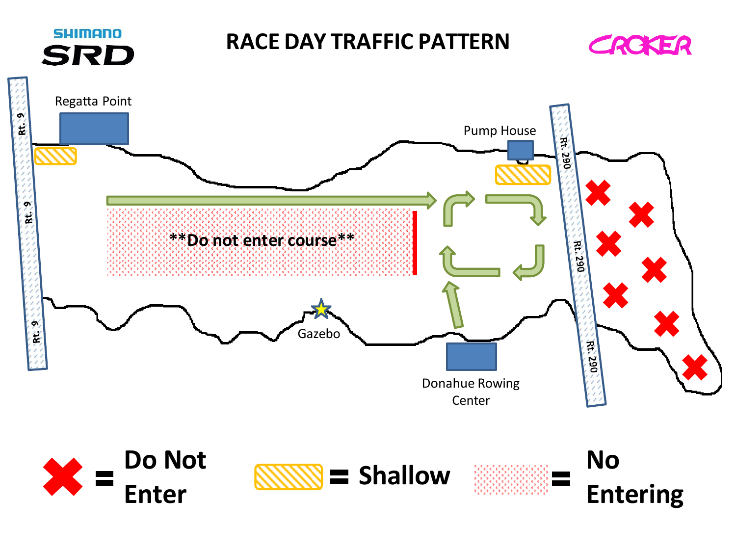SHIMANO SRD

# RACE DAY TRAFFIC PATTERN

CROKER

Regatta Point

Rt. 9

Rt. 9

Rt. 9

Pump House

Rt. 290

Rt. 290

Rt. 290

**Do not enter course**

Gazebo

Donahue Rowing Center

= Do Not Enter

= Shallow

= No Entering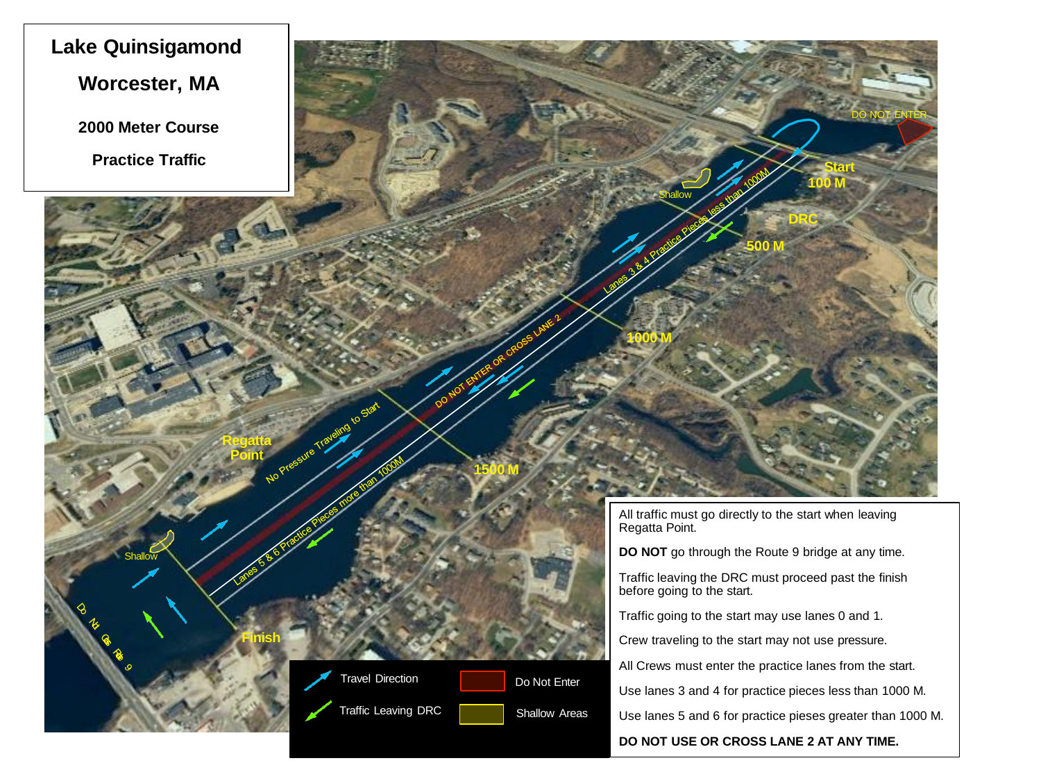# Lake Quinsigamond

## Worcester, MA

**2000 Meter Course**

**Practice Traffic**

DO NOT ENTER

Start

100 M

Shallow

DRC

500 M

Lanes 3 & 4 Practice Pieces less than 1000M

1000 M

DO NOT ENTER OR CROSS LANE 2

No Pressure Traveling to Start

Regatta Point

1500 M

Lanes 5 & 6 Practice Pieces more than 1000M

Shallow

Do Not Cross Rte 9

Finish

Travel Direction

Traffic Leaving DRC

Do Not Enter

Shallow Areas

All traffic must go directly to the start when leaving Regatta Point.

**DO NOT** go through the Route 9 bridge at any time.

Traffic leaving the DRC must proceed past the finish before going to the start.

Traffic going to the start may use lanes 0 and 1.

Crew traveling to the start may not use pressure.

All Crews must enter the practice lanes from the start.

Use lanes 3 and 4 for practice pieces less than 1000 M.

Use lanes 5 and 6 for practice pieses greater than 1000 M.

**DO NOT USE OR CROSS LANE 2 AT ANY TIME.**